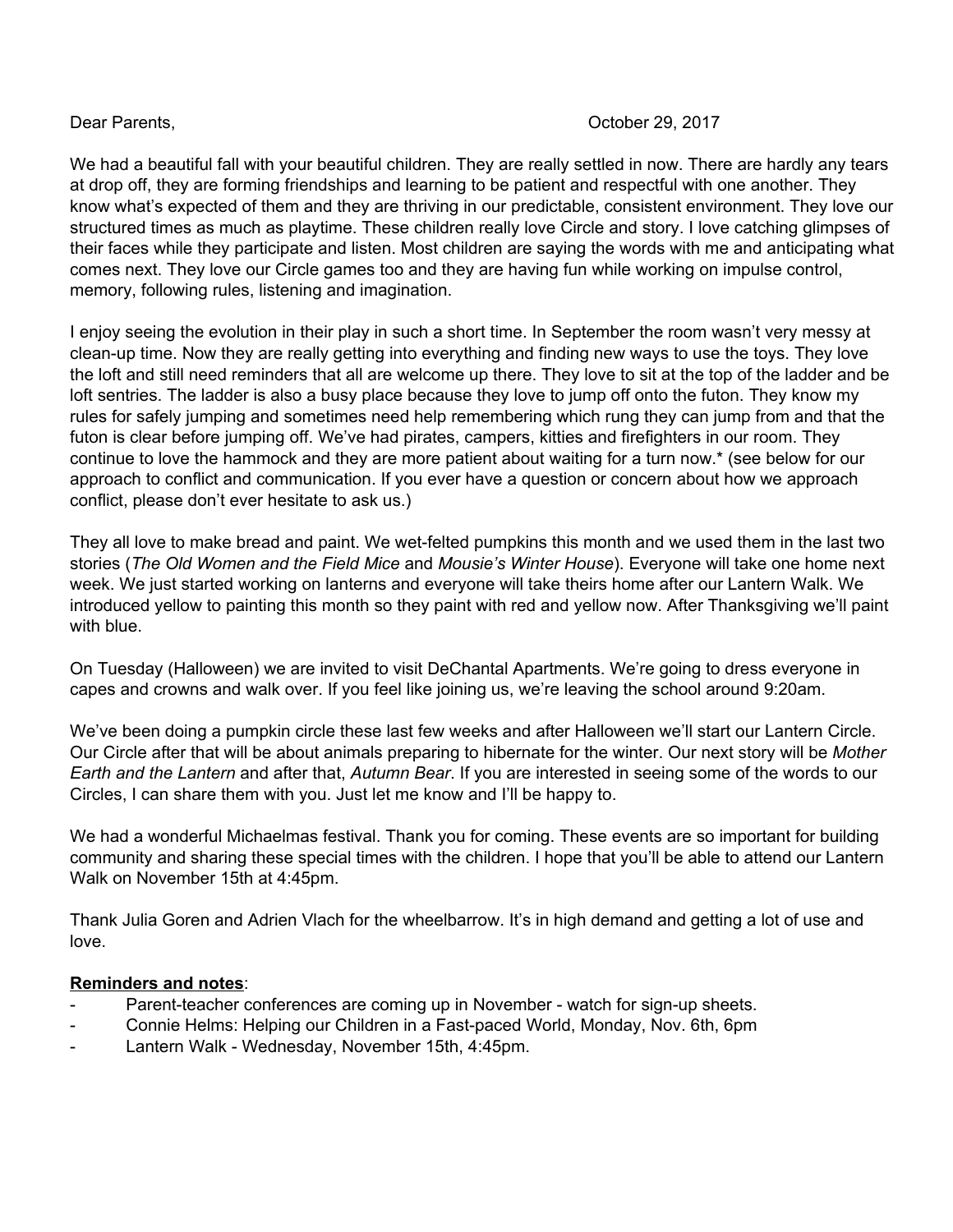Dear Parents,  October 29, 2017

We had a beautiful fall with your beautiful children. They are really settled in now. There are hardly any tears at drop off, they are forming friendships and learning to be patient and respectful with one another. They know what's expected of them and they are thriving in our predictable, consistent environment. They love our structured times as much as playtime. These children really love Circle and story. I love catching glimpses of their faces while they participate and listen. Most children are saying the words with me and anticipating what comes next. They love our Circle games too and they are having fun while working on impulse control, memory, following rules, listening and imagination.

I enjoy seeing the evolution in their play in such a short time. In September the room wasn't very messy at clean-up time. Now they are really getting into everything and finding new ways to use the toys. They love the loft and still need reminders that all are welcome up there. They love to sit at the top of the ladder and be loft sentries. The ladder is also a busy place because they love to jump off onto the futon. They know my rules for safely jumping and sometimes need help remembering which rung they can jump from and that the futon is clear before jumping off. We've had pirates, campers, kitties and firefighters in our room. They continue to love the hammock and they are more patient about waiting for a turn now.* (see below for our approach to conflict and communication. If you ever have a question or concern about how we approach conflict, please don't ever hesitate to ask us.)

They all love to make bread and paint. We wet-felted pumpkins this month and we used them in the last two stories (*The Old Women and the Field Mice* and *Mousie's Winter House*). Everyone will take one home next week. We just started working on lanterns and everyone will take theirs home after our Lantern Walk. We introduced yellow to painting this month so they paint with red and yellow now. After Thanksgiving we'll paint with blue.

On Tuesday (Halloween) we are invited to visit DeChantal Apartments. We're going to dress everyone in capes and crowns and walk over. If you feel like joining us, we're leaving the school around 9:20am.

We've been doing a pumpkin circle these last few weeks and after Halloween we'll start our Lantern Circle. Our Circle after that will be about animals preparing to hibernate for the winter. Our next story will be *Mother Earth and the Lantern* and after that, *Autumn Bear*. If you are interested in seeing some of the words to our Circles, I can share them with you. Just let me know and I'll be happy to.

We had a wonderful Michaelmas festival. Thank you for coming. These events are so important for building community and sharing these special times with the children. I hope that you'll be able to attend our Lantern Walk on November 15th at 4:45pm.

Thank Julia Goren and Adrien Vlach for the wheelbarrow. It's in high demand and getting a lot of use and love.

**Reminders and notes**:

- Parent-teacher conferences are coming up in November - watch for sign-up sheets.
- Connie Helms: Helping our Children in a Fast-paced World, Monday, Nov. 6th, 6pm
- Lantern Walk - Wednesday, November 15th, 4:45pm.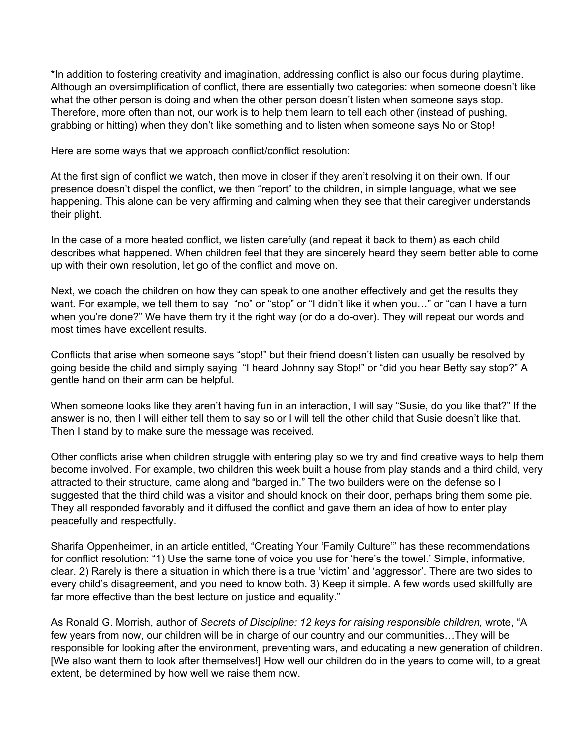*In addition to fostering creativity and imagination, addressing conflict is also our focus during playtime. Although an oversimplification of conflict, there are essentially two categories: when someone doesn't like what the other person is doing and when the other person doesn't listen when someone says stop. Therefore, more often than not, our work is to help them learn to tell each other (instead of pushing, grabbing or hitting) when they don't like something and to listen when someone says No or Stop!

Here are some ways that we approach conflict/conflict resolution:

At the first sign of conflict we watch, then move in closer if they aren't resolving it on their own. If our presence doesn't dispel the conflict, we then "report" to the children, in simple language, what we see happening. This alone can be very affirming and calming when they see that their caregiver understands their plight.

In the case of a more heated conflict, we listen carefully (and repeat it back to them) as each child describes what happened. When children feel that they are sincerely heard they seem better able to come up with their own resolution, let go of the conflict and move on.

Next, we coach the children on how they can speak to one another effectively and get the results they want. For example, we tell them to say "no" or "stop" or "I didn't like it when you…" or "can I have a turn when you're done?" We have them try it the right way (or do a do-over). They will repeat our words and most times have excellent results.

Conflicts that arise when someone says "stop!" but their friend doesn't listen can usually be resolved by going beside the child and simply saying "I heard Johnny say Stop!" or "did you hear Betty say stop?" A gentle hand on their arm can be helpful.

When someone looks like they aren't having fun in an interaction, I will say "Susie, do you like that?" If the answer is no, then I will either tell them to say so or I will tell the other child that Susie doesn't like that. Then I stand by to make sure the message was received.

Other conflicts arise when children struggle with entering play so we try and find creative ways to help them become involved. For example, two children this week built a house from play stands and a third child, very attracted to their structure, came along and "barged in." The two builders were on the defense so I suggested that the third child was a visitor and should knock on their door, perhaps bring them some pie. They all responded favorably and it diffused the conflict and gave them an idea of how to enter play peacefully and respectfully.

Sharifa Oppenheimer, in an article entitled, "Creating Your 'Family Culture'" has these recommendations for conflict resolution: "1) Use the same tone of voice you use for 'here's the towel.' Simple, informative, clear. 2) Rarely is there a situation in which there is a true 'victim' and 'aggressor'. There are two sides to every child's disagreement, and you need to know both. 3) Keep it simple. A few words used skillfully are far more effective than the best lecture on justice and equality."

As Ronald G. Morrish, author of *Secrets of Discipline: 12 keys for raising responsible children,* wrote, "A few years from now, our children will be in charge of our country and our communities…They will be responsible for looking after the environment, preventing wars, and educating a new generation of children. [We also want them to look after themselves!] How well our children do in the years to come will, to a great extent, be determined by how well we raise them now.